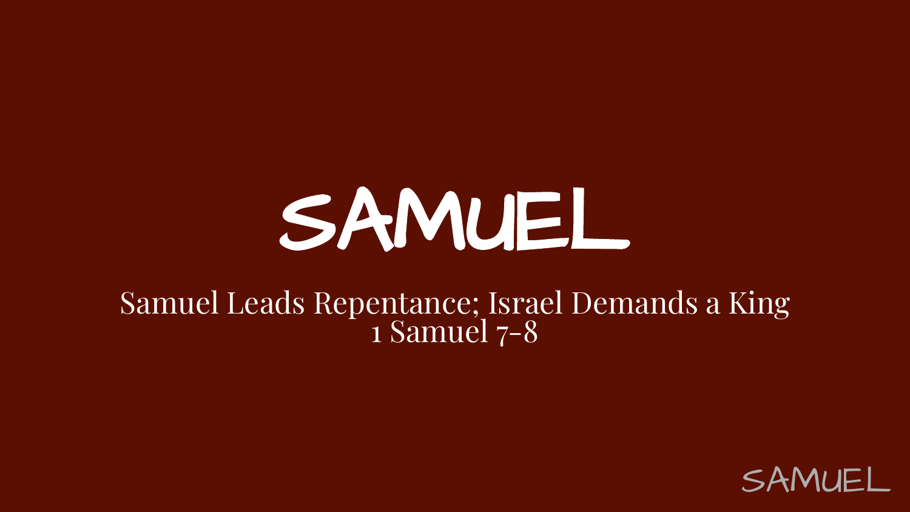# SAMUEL

Samuel Leads Repentance; Israel Demands a King
1 Samuel 7-8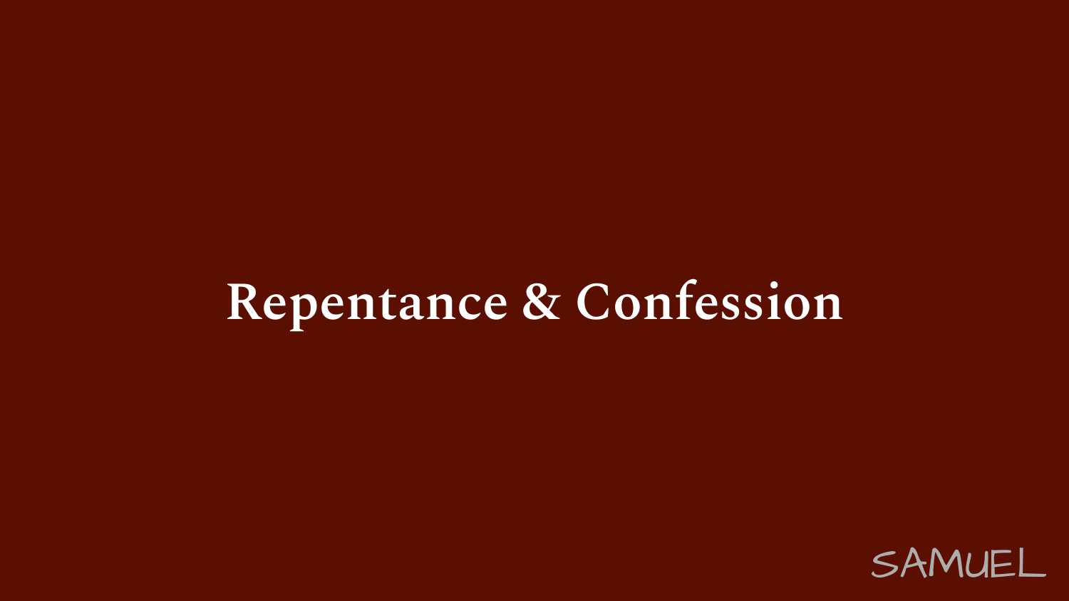# Repentance & Confession

SAMUEL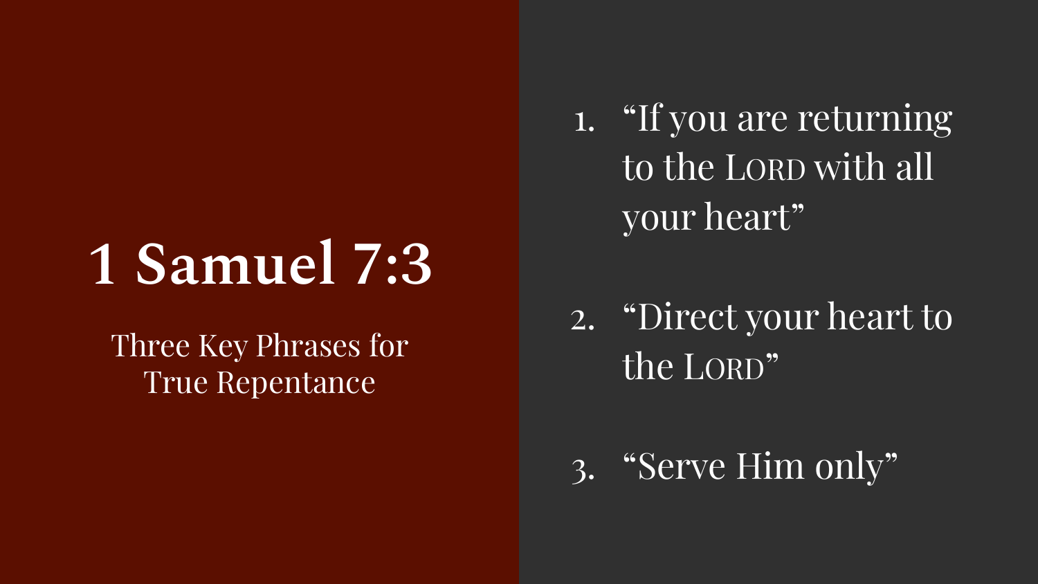# 1 Samuel 7:3

Three Key Phrases for True Repentance

1. "If you are returning to the LORD with all your heart"
2. "Direct your heart to the LORD"
3. "Serve Him only"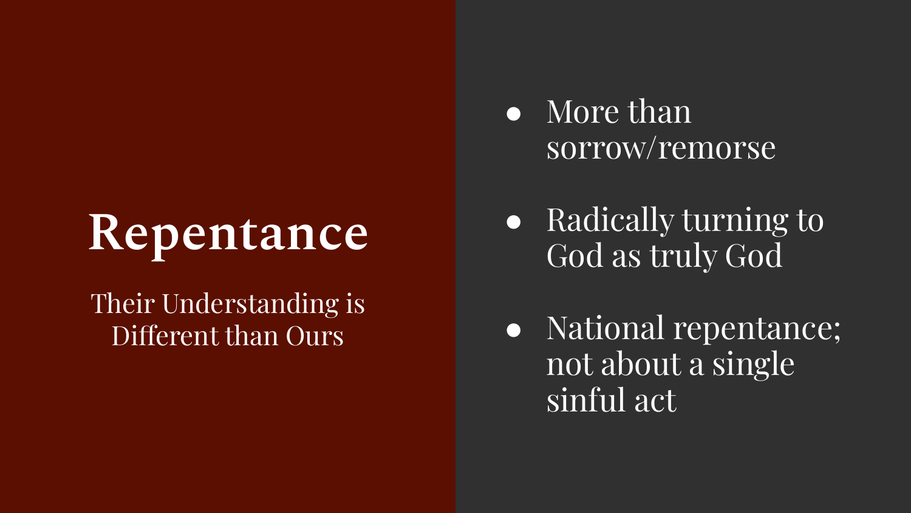# Repentance

Their Understanding is Different than Ours

- More than sorrow/remorse
- Radically turning to God as truly God
- National repentance; not about a single sinful act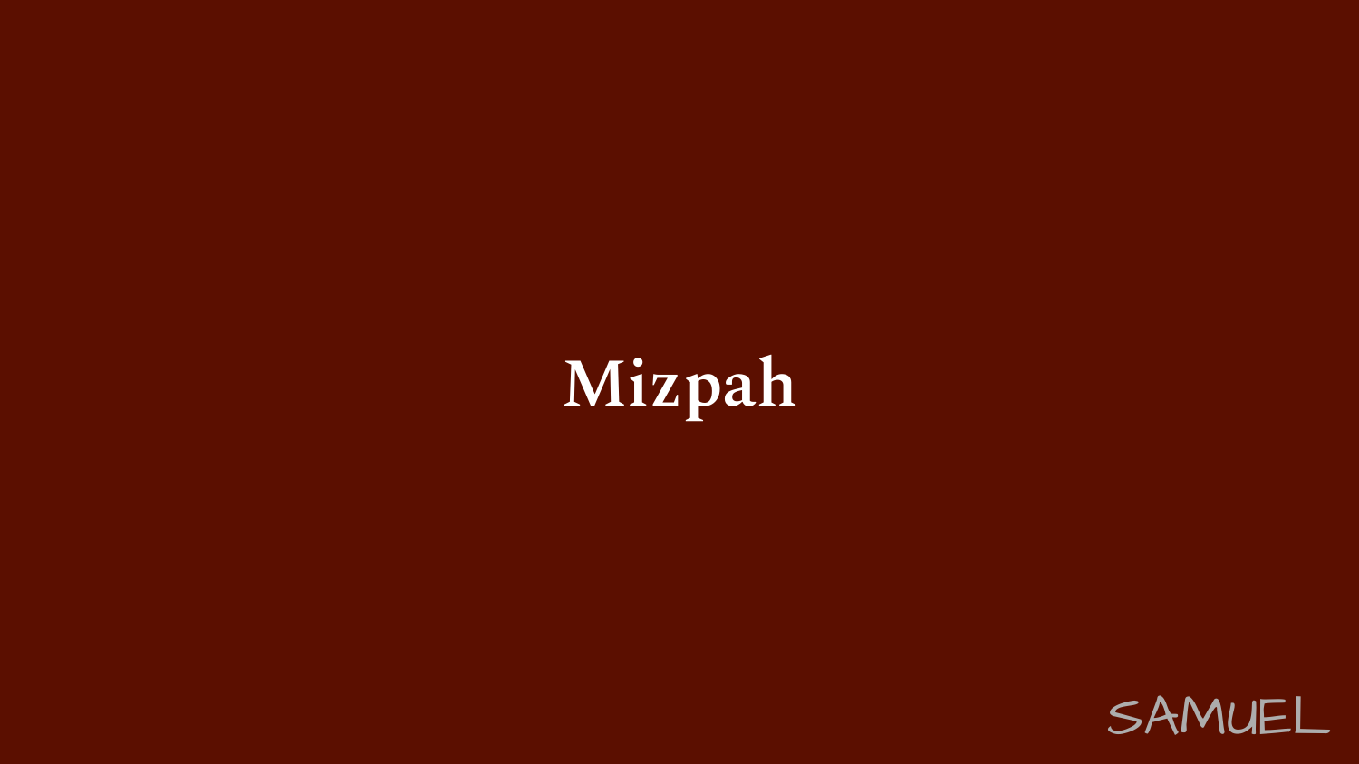# Mizpah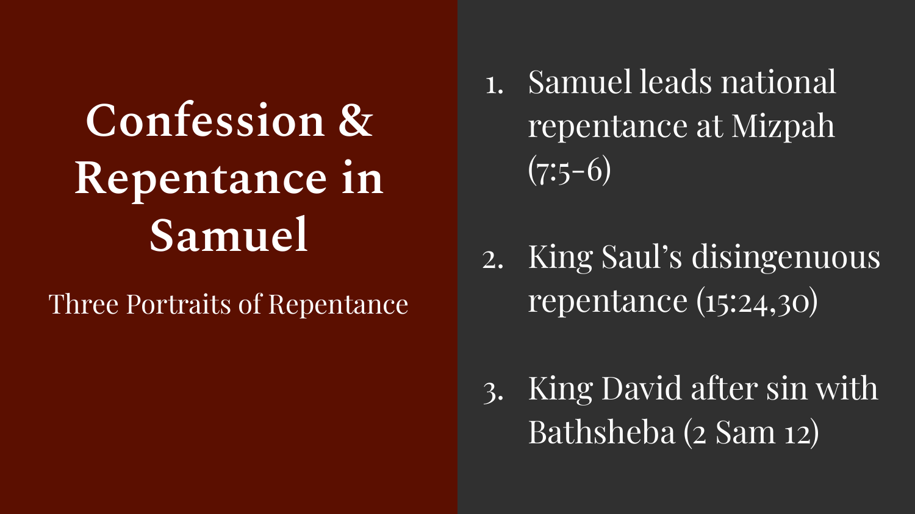# Confession & Repentance in Samuel

Three Portraits of Repentance

1. Samuel leads national repentance at Mizpah (7:5-6)

2. King Saul's disingenuous repentance (15:24,30)

3. King David after sin with Bathsheba (2 Sam 12)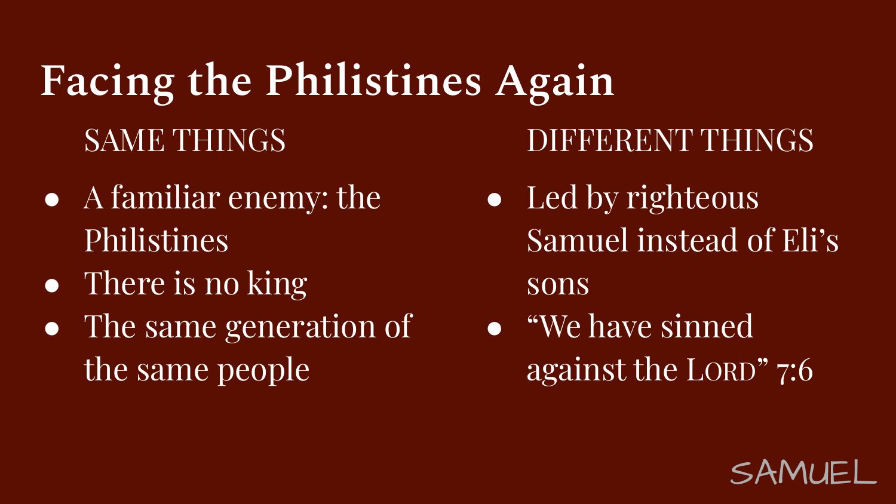# Facing the Philistines Again

SAME THINGS

- A familiar enemy: the Philistines
- There is no king
- The same generation of the same people

DIFFERENT THINGS

- Led by righteous Samuel instead of Eli's sons
- "We have sinned against the LORD" 7:6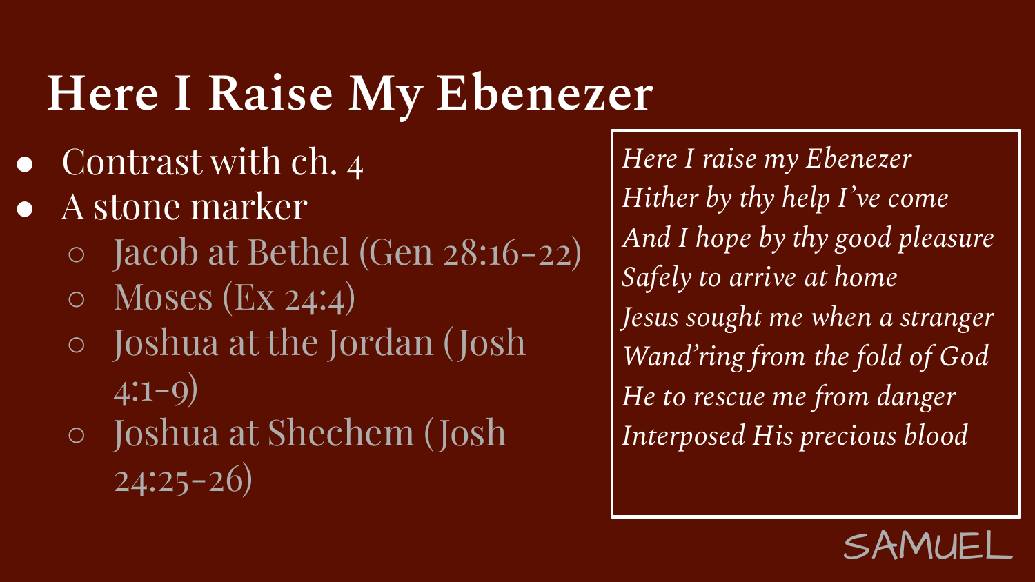# Here I Raise My Ebenezer

- Contrast with ch. 4
- A stone marker
  - Jacob at Bethel (Gen 28:16-22)
  - Moses (Ex 24:4)
  - Joshua at the Jordan (Josh 4:1-9)
  - Joshua at Shechem (Josh 24:25-26)

*Here I raise my Ebenezer*
*Hither by thy help I've come*
*And I hope by thy good pleasure*
*Safely to arrive at home*
*Jesus sought me when a stranger*
*Wand'ring from the fold of God*
*He to rescue me from danger*
*Interposed His precious blood*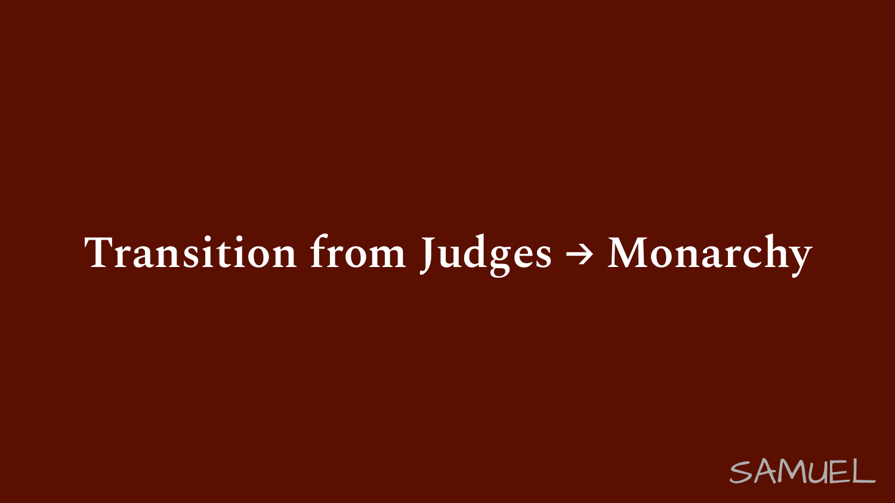# Transition from Judges → Monarchy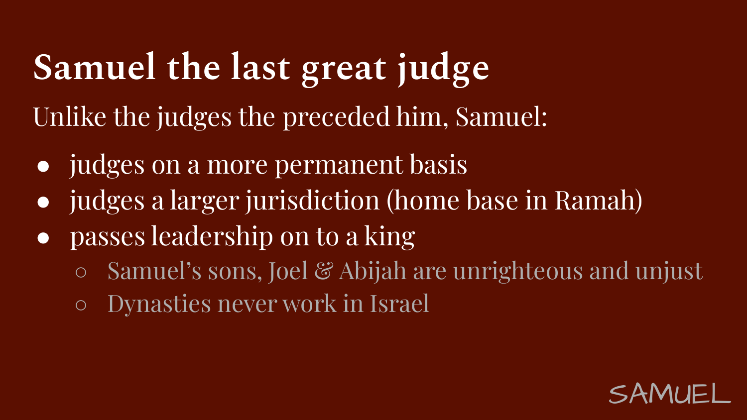# Samuel the last great judge

Unlike the judges the preceded him, Samuel:

- judges on a more permanent basis
- judges a larger jurisdiction (home base in Ramah)
- passes leadership on to a king
  - Samuel's sons, Joel & Abijah are unrighteous and unjust
  - Dynasties never work in Israel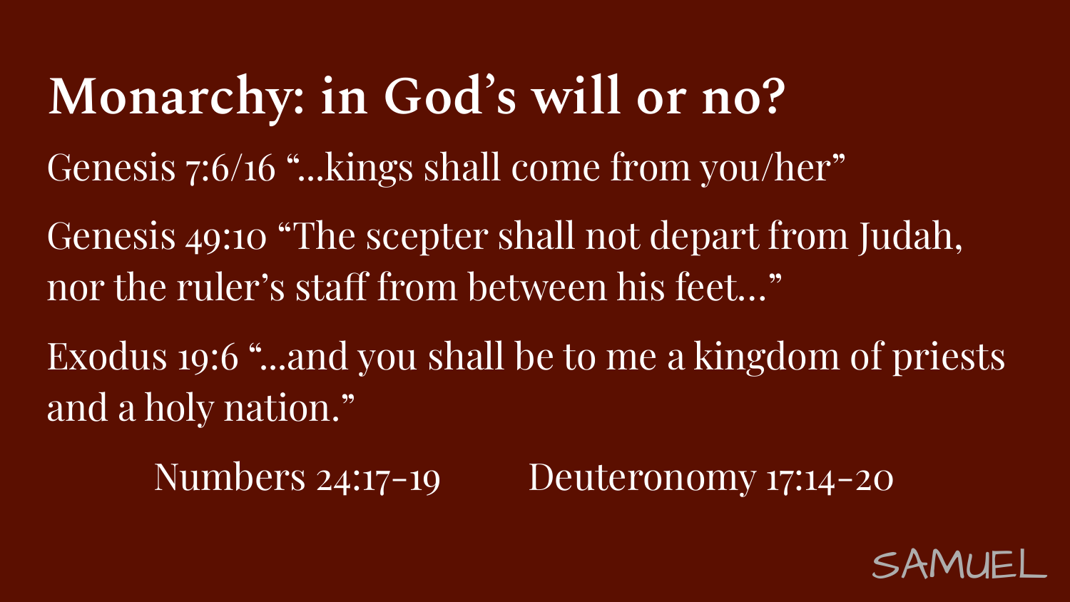# Monarchy: in God's will or no?

Genesis 7:6/16 "...kings shall come from you/her"

Genesis 49:10 "The scepter shall not depart from Judah, nor the ruler's staff from between his feet..."

Exodus 19:6 "...and you shall be to me a kingdom of priests and a holy nation."

Numbers 24:17-19 Deuteronomy 17:14-20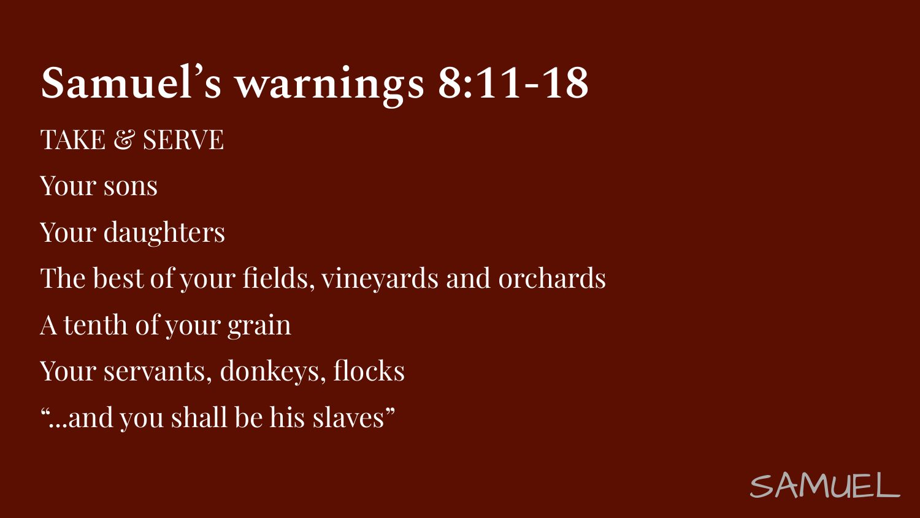# Samuel's warnings 8:11-18

TAKE & SERVE

Your sons

Your daughters

The best of your fields, vineyards and orchards

A tenth of your grain

Your servants, donkeys, flocks

"...and you shall be his slaves"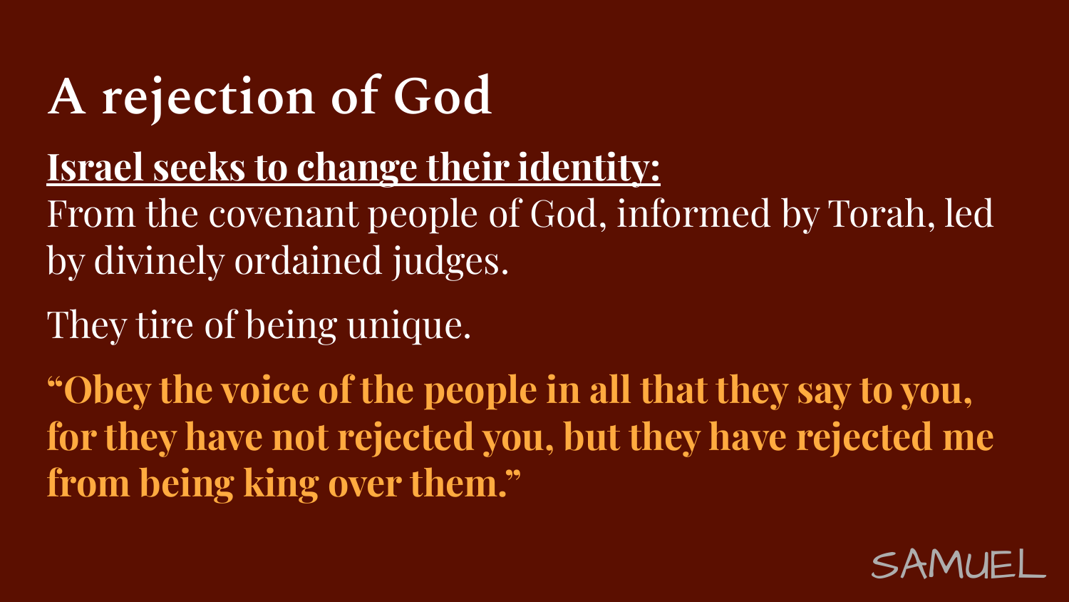# A rejection of God

**Israel seeks to change their identity:**

From the covenant people of God, informed by Torah, led by divinely ordained judges.

They tire of being unique.

**"Obey the voice of the people in all that they say to you, for they have not rejected you, but they have rejected me from being king over them."**

SAMUEL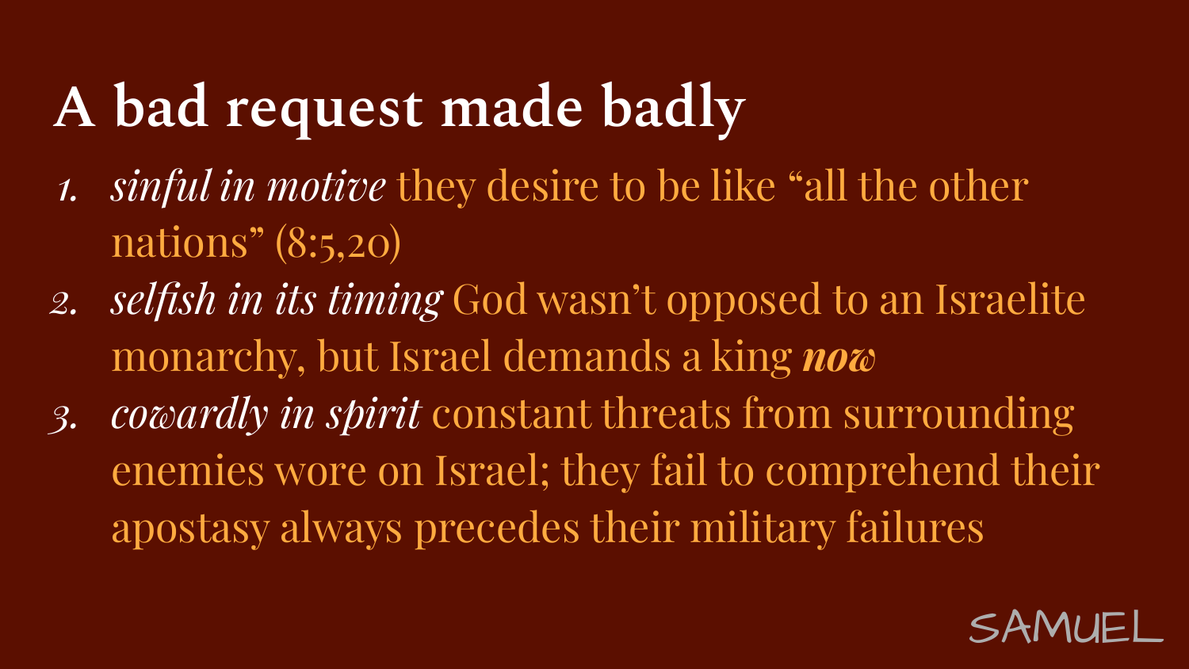# A bad request made badly

1. *sinful in motive* they desire to be like "all the other nations" (8:5,20)
2. *selfish in its timing* God wasn't opposed to an Israelite monarchy, but Israel demands a king ***now***
3. *cowardly in spirit* constant threats from surrounding enemies wore on Israel; they fail to comprehend their apostasy always precedes their military failures